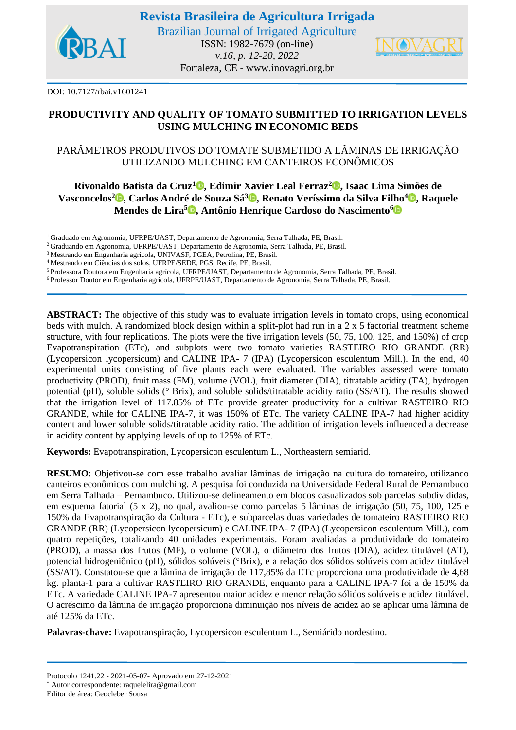# Revista Brasileira de Agricultura Irrigada

Brazilian Journal of Irrigated Agriculture

ISSN: 1982-7679 (on-line)

*v.16, p. 12-20, 2022*

Fortaleza, CE - www.inovagri.org.br

DOI: 10.7127/rbai.v1601241

## PRODUCTIVITY AND QUALITY OF TOMATO SUBMITTED TO IRRIGATION LEVELS USING MULCHING IN ECONOMIC BEDS

## PARÂMETROS PRODUTIVOS DO TOMATE SUBMETIDO A LÂMINAS DE IRRIGAÇÃO UTILIZANDO MULCHING EM CANTEIROS ECONÔMICOS

**Rivonaldo Batista da Cruz[1], Edimir Xavier Leal Ferraz[2], Isaac Lima Simões de Vasconcelos[2], Carlos André de Souza Sá[3], Renato Veríssimo da Silva Filho[4], Raquele Mendes de Lira[5], Antônio Henrique Cardoso do Nascimento[6]**

[1] Graduado em Agronomia, UFRPE/UAST, Departamento de Agronomia, Serra Talhada, PE, Brasil.
[2] Graduando em Agronomia, UFRPE/UAST, Departamento de Agronomia, Serra Talhada, PE, Brasil.
[3] Mestrando em Engenharia agrícola, UNIVASF, PGEA, Petrolina, PE, Brasil.
[4] Mestrando em Ciências dos solos, UFRPE/SEDE, PGS, Recife, PE, Brasil.
[5] Professora Doutora em Engenharia agrícola, UFRPE/UAST, Departamento de Agronomia, Serra Talhada, PE, Brasil.
[6] Professor Doutor em Engenharia agrícola, UFRPE/UAST, Departamento de Agronomia, Serra Talhada, PE, Brasil.

**ABSTRACT:** The objective of this study was to evaluate irrigation levels in tomato crops, using economical beds with mulch. A randomized block design within a split-plot had run in a 2 x 5 factorial treatment scheme structure, with four replications. The plots were the five irrigation levels (50, 75, 100, 125, and 150%) of crop Evapotranspiration (ETc), and subplots were two tomato varieties RASTEIRO RIO GRANDE (RR) (Lycopersicon lycopersicum) and CALINE IPA- 7 (IPA) (Lycopersicon esculentum Mill.). In the end, 40 experimental units consisting of five plants each were evaluated. The variables assessed were tomato productivity (PROD), fruit mass (FM), volume (VOL), fruit diameter (DIA), titratable acidity (TA), hydrogen potential (pH), soluble solids (° Brix), and soluble solids/titratable acidity ratio (SS/AT). The results showed that the irrigation level of 117.85% of ETc provide greater productivity for a cultivar RASTEIRO RIO GRANDE, while for CALINE IPA-7, it was 150% of ETc. The variety CALINE IPA-7 had higher acidity content and lower soluble solids/titratable acidity ratio. The addition of irrigation levels influenced a decrease in acidity content by applying levels of up to 125% of ETc.

**Keywords:** Evapotranspiration, Lycopersicon esculentum L., Northeastern semiarid.

**RESUMO**: Objetivou-se com esse trabalho avaliar lâminas de irrigação na cultura do tomateiro, utilizando canteiros econômicos com mulching. A pesquisa foi conduzida na Universidade Federal Rural de Pernambuco em Serra Talhada – Pernambuco. Utilizou-se delineamento em blocos casualizados sob parcelas subdivididas, em esquema fatorial (5 x 2), no qual, avaliou-se como parcelas 5 lâminas de irrigação (50, 75, 100, 125 e 150% da Evapotranspiração da Cultura - ETc), e subparcelas duas variedades de tomateiro RASTEIRO RIO GRANDE (RR) (Lycopersicon lycopersicum) e CALINE IPA- 7 (IPA) (Lycopersicon esculentum Mill.), com quatro repetições, totalizando 40 unidades experimentais. Foram avaliadas a produtividade do tomateiro (PROD), a massa dos frutos (MF), o volume (VOL), o diâmetro dos frutos (DIA), acidez titulável (AT), potencial hidrogeniônico (pH), sólidos solúveis (°Brix), e a relação dos sólidos solúveis com acidez titulável (SS/AT). Constatou-se que a lâmina de irrigação de 117,85% da ETc proporciona uma produtividade de 4,68 kg. planta-1 para a cultivar RASTEIRO RIO GRANDE, enquanto para a CALINE IPA-7 foi a de 150% da ETc. A variedade CALINE IPA-7 apresentou maior acidez e menor relação sólidos solúveis e acidez titulável. O acréscimo da lâmina de irrigação proporciona diminuição nos níveis de acidez ao se aplicar uma lâmina de até 125% da ETc.

**Palavras-chave:** Evapotranspiração, Lycopersicon esculentum L., Semiárido nordestino.

Protocolo 1241.22 - 2021-05-07- Aprovado em 27-12-2021
[*] Autor correspondente: raquelelira@gmail.com
Editor de área: Geocleber Sousa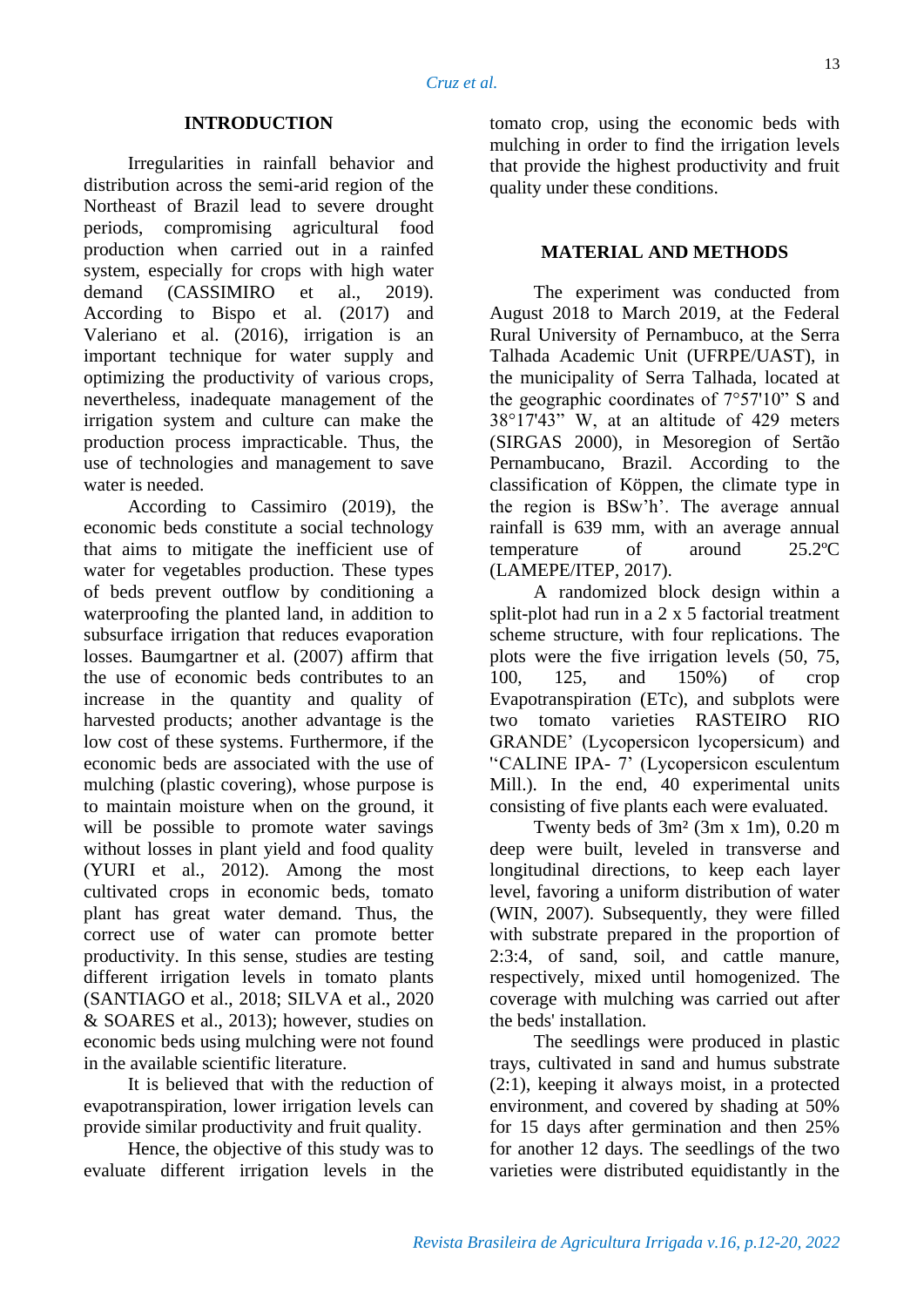## INTRODUCTION

Irregularities in rainfall behavior and distribution across the semi-arid region of the Northeast of Brazil lead to severe drought periods, compromising agricultural food production when carried out in a rainfed system, especially for crops with high water demand (CASSIMIRO et al., 2019). According to Bispo et al. (2017) and Valeriano et al. (2016), irrigation is an important technique for water supply and optimizing the productivity of various crops, nevertheless, inadequate management of the irrigation system and culture can make the production process impracticable. Thus, the use of technologies and management to save water is needed.

According to Cassimiro (2019), the economic beds constitute a social technology that aims to mitigate the inefficient use of water for vegetables production. These types of beds prevent outflow by conditioning a waterproofing the planted land, in addition to subsurface irrigation that reduces evaporation losses. Baumgartner et al. (2007) affirm that the use of economic beds contributes to an increase in the quantity and quality of harvested products; another advantage is the low cost of these systems. Furthermore, if the economic beds are associated with the use of mulching (plastic covering), whose purpose is to maintain moisture when on the ground, it will be possible to promote water savings without losses in plant yield and food quality (YURI et al., 2012). Among the most cultivated crops in economic beds, tomato plant has great water demand. Thus, the correct use of water can promote better productivity. In this sense, studies are testing different irrigation levels in tomato plants (SANTIAGO et al., 2018; SILVA et al., 2020 & SOARES et al., 2013); however, studies on economic beds using mulching were not found in the available scientific literature.

It is believed that with the reduction of evapotranspiration, lower irrigation levels can provide similar productivity and fruit quality.

Hence, the objective of this study was to evaluate different irrigation levels in the tomato crop, using the economic beds with mulching in order to find the irrigation levels that provide the highest productivity and fruit quality under these conditions.

## MATERIAL AND METHODS

The experiment was conducted from August 2018 to March 2019, at the Federal Rural University of Pernambuco, at the Serra Talhada Academic Unit (UFRPE/UAST), in the municipality of Serra Talhada, located at the geographic coordinates of 7°57'10" S and 38°17'43" W, at an altitude of 429 meters (SIRGAS 2000), in Mesoregion of Sertão Pernambucano, Brazil. According to the classification of Köppen, the climate type in the region is BSw'h'. The average annual rainfall is 639 mm, with an average annual temperature of around 25.2ºC (LAMEPE/ITEP, 2017).

A randomized block design within a split-plot had run in a 2 x 5 factorial treatment scheme structure, with four replications. The plots were the five irrigation levels (50, 75, 100, 125, and 150%) of crop Evapotranspiration (ETc), and subplots were two tomato varieties RASTEIRO RIO GRANDE' (Lycopersicon lycopersicum) and ''CALINE IPA- 7' (Lycopersicon esculentum Mill.). In the end, 40 experimental units consisting of five plants each were evaluated.

Twenty beds of 3m² (3m x 1m), 0.20 m deep were built, leveled in transverse and longitudinal directions, to keep each layer level, favoring a uniform distribution of water (WIN, 2007). Subsequently, they were filled with substrate prepared in the proportion of 2:3:4, of sand, soil, and cattle manure, respectively, mixed until homogenized. The coverage with mulching was carried out after the beds' installation.

The seedlings were produced in plastic trays, cultivated in sand and humus substrate (2:1), keeping it always moist, in a protected environment, and covered by shading at 50% for 15 days after germination and then 25% for another 12 days. The seedlings of the two varieties were distributed equidistantly in the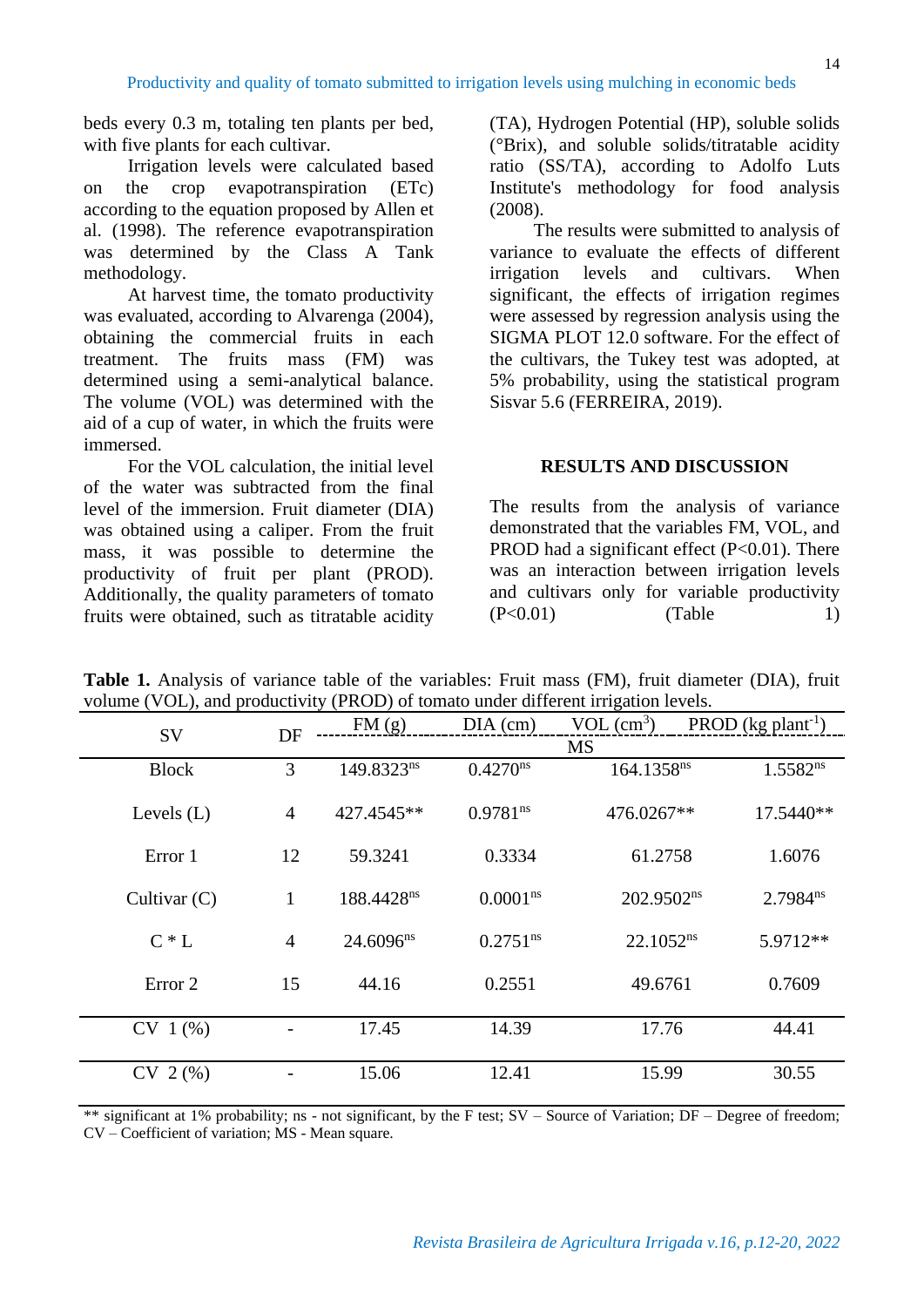beds every 0.3 m, totaling ten plants per bed, with five plants for each cultivar.

Irrigation levels were calculated based on the crop evapotranspiration (ETc) according to the equation proposed by Allen et al. (1998). The reference evapotranspiration was determined by the Class A Tank methodology.

At harvest time, the tomato productivity was evaluated, according to Alvarenga (2004), obtaining the commercial fruits in each treatment. The fruits mass (FM) was determined using a semi-analytical balance. The volume (VOL) was determined with the aid of a cup of water, in which the fruits were immersed.

For the VOL calculation, the initial level of the water was subtracted from the final level of the immersion. Fruit diameter (DIA) was obtained using a caliper. From the fruit mass, it was possible to determine the productivity of fruit per plant (PROD). Additionally, the quality parameters of tomato fruits were obtained, such as titratable acidity (TA), Hydrogen Potential (HP), soluble solids (°Brix), and soluble solids/titratable acidity ratio (SS/TA), according to Adolfo Luts Institute's methodology for food analysis (2008).

The results were submitted to analysis of variance to evaluate the effects of different irrigation levels and cultivars. When significant, the effects of irrigation regimes were assessed by regression analysis using the SIGMA PLOT 12.0 software. For the effect of the cultivars, the Tukey test was adopted, at 5% probability, using the statistical program Sisvar 5.6 (FERREIRA, 2019).

## RESULTS AND DISCUSSION

The results from the analysis of variance demonstrated that the variables FM, VOL, and PROD had a significant effect ($P<0.01$). There was an interaction between irrigation levels and cultivars only for variable productivity ($P<0.01$) (Table 1)

**Table 1.** Analysis of variance table of the variables: Fruit mass (FM), fruit diameter (DIA), fruit volume (VOL), and productivity (PROD) of tomato under different irrigation levels.

| SV | DF | FM (g) | DIA (cm) | VOL ($cm^3$) | PROD (kg $plant^{-1}$) |
|---|---|---|---|---|---|
| | | MS | | | |
| Block | 3 | 149.8323$^{ns}$ | 0.4270$^{ns}$ | 164.1358$^{ns}$ | 1.5582$^{ns}$ |
| Levels (L) | 4 | 427.4545** | 0.9781$^{ns}$ | 476.0267** | 17.5440** |
| Error 1 | 12 | 59.3241 | 0.3334 | 61.2758 | 1.6076 |
| Cultivar (C) | 1 | 188.4428$^{ns}$ | 0.0001$^{ns}$ | 202.9502$^{ns}$ | 2.7984$^{ns}$ |
| C * L | 4 | 24.6096$^{ns}$ | 0.2751$^{ns}$ | 22.1052$^{ns}$ | 5.9712** |
| Error 2 | 15 | 44.16 | 0.2551 | 49.6761 | 0.7609 |
| CV 1 (%) | - | 17.45 | 14.39 | 17.76 | 44.41 |
| CV 2 (%) | - | 15.06 | 12.41 | 15.99 | 30.55 |

** significant at 1% probability; ns - not significant, by the F test; SV – Source of Variation; DF – Degree of freedom; CV – Coefficient of variation; MS - Mean square.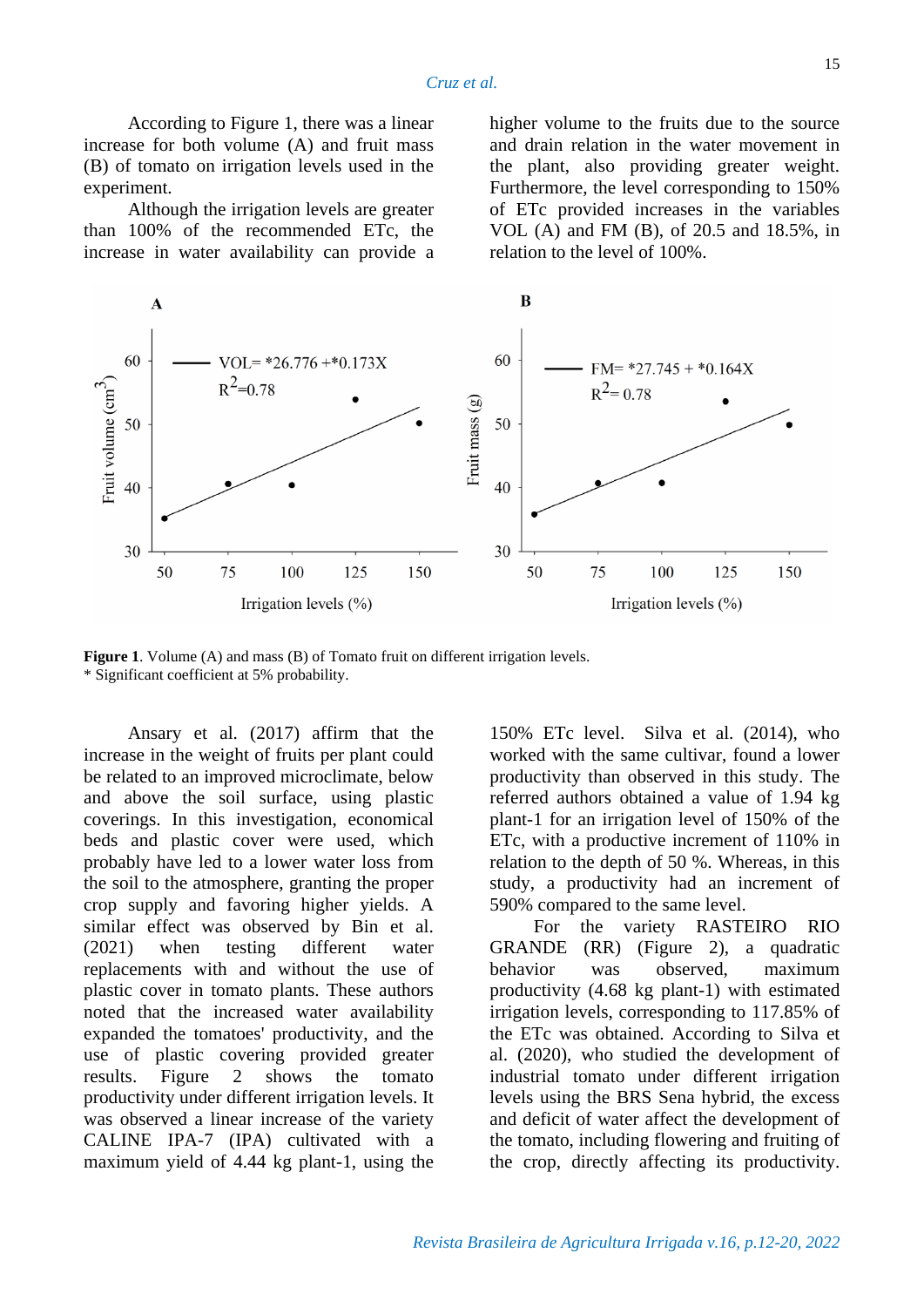According to Figure 1, there was a linear increase for both volume (A) and fruit mass (B) of tomato on irrigation levels used in the experiment.

Although the irrigation levels are greater than 100% of the recommended ETc, the increase in water availability can provide a higher volume to the fruits due to the source and drain relation in the water movement in the plant, also providing greater weight. Furthermore, the level corresponding to 150% of ETc provided increases in the variables VOL (A) and FM (B), of 20.5 and 18.5%, in relation to the level of 100%.

**Figure 1**. Volume (A) and mass (B) of Tomato fruit on different irrigation levels.
\* Significant coefficient at 5% probability.

Ansary et al. (2017) affirm that the increase in the weight of fruits per plant could be related to an improved microclimate, below and above the soil surface, using plastic coverings. In this investigation, economical beds and plastic cover were used, which probably have led to a lower water loss from the soil to the atmosphere, granting the proper crop supply and favoring higher yields. A similar effect was observed by Bin et al. (2021) when testing different water replacements with and without the use of plastic cover in tomato plants. These authors noted that the increased water availability expanded the tomatoes' productivity, and the use of plastic covering provided greater results. Figure 2 shows the tomato productivity under different irrigation levels. It was observed a linear increase of the variety CALINE IPA-7 (IPA) cultivated with a maximum yield of 4.44 kg plant-1, using the 150% ETc level. Silva et al. (2014), who worked with the same cultivar, found a lower productivity than observed in this study. The referred authors obtained a value of 1.94 kg plant-1 for an irrigation level of 150% of the ETc, with a productive increment of 110% in relation to the depth of 50 %. Whereas, in this study, a productivity had an increment of 590% compared to the same level.

For the variety RASTEIRO RIO GRANDE (RR) (Figure 2), a quadratic behavior was observed, maximum productivity (4.68 kg plant-1) with estimated irrigation levels, corresponding to 117.85% of the ETc was obtained. According to Silva et al. (2020), who studied the development of industrial tomato under different irrigation levels using the BRS Sena hybrid, the excess and deficit of water affect the development of the tomato, including flowering and fruiting of the crop, directly affecting its productivity.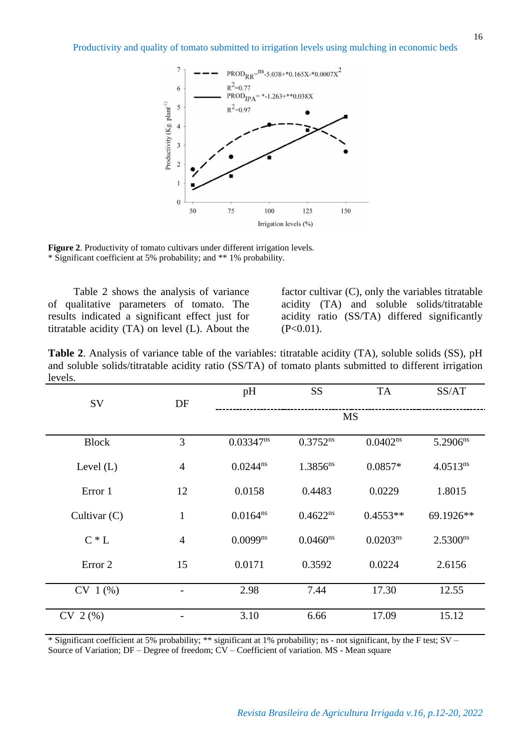7

6

5

4

3

2

1

0

50 75 100 125 150

Irrigation levels (%)

Productivity (Kg. plant$^{-1}$)

$PROD_{RR} = ^{ns}-5.038 + {}^{*}0.165X - {}^{*}0.0007X^2$

$R^2 = 0.77$

$PROD_{IPA} = {}^{*}-1.263 + {}^{**}0.038X$

$R^2 = 0.97$

**Figure 2**. Productivity of tomato cultivars under different irrigation levels.
* Significant coefficient at 5% probability; and ** 1% probability.

Table 2 shows the analysis of variance of qualitative parameters of tomato. The results indicated a significant effect just for titratable acidity (TA) on level (L). About the factor cultivar (C), only the variables titratable acidity (TA) and soluble solids/titratable acidity ratio (SS/TA) differed significantly ($P<0.01$).

**Table 2**. Analysis of variance table of the variables: titratable acidity (TA), soluble solids (SS), pH and soluble solids/titratable acidity ratio (SS/TA) of tomato plants submitted to different irrigation levels.

| SV | DF | pH | SS | TA | SS/AT |
|---|---|---|---|---|---|
| | | MS | | | |
| Block | 3 | 0.03347$^{ns}$ | 0.3752$^{ns}$ | 0.0402$^{ns}$ | 5.2906$^{ns}$ |
| Level (L) | 4 | 0.0244$^{ns}$ | 1.3856$^{ns}$ | 0.0857* | 4.0513$^{ns}$ |
| Error 1 | 12 | 0.0158 | 0.4483 | 0.0229 | 1.8015 |
| Cultivar (C) | 1 | 0.0164$^{ns}$ | 0.4622$^{ns}$ | 0.4553** | 69.1926** |
| C * L | 4 | 0.0099$^{ns}$ | 0.0460$^{ns}$ | 0.0203$^{ns}$ | 2.5300$^{ns}$ |
| Error 2 | 15 | 0.0171 | 0.3592 | 0.0224 | 2.6156 |
| CV 1 (%) | - | 2.98 | 7.44 | 17.30 | 12.55 |
| CV 2 (%) | - | 3.10 | 6.66 | 17.09 | 15.12 |

* Significant coefficient at 5% probability; ** significant at 1% probability; ns - not significant, by the F test; SV – Source of Variation; DF – Degree of freedom; CV – Coefficient of variation. MS - Mean square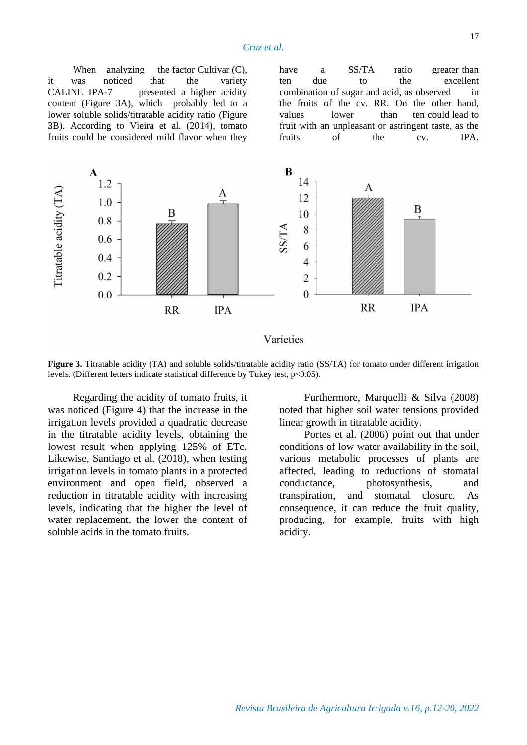When analyzing the factor Cultivar (C), it was noticed that the variety CALINE IPA-7 presented a higher acidity content (Figure 3A), which probably led to a lower soluble solids/titratable acidity ratio (Figure 3B). According to Vieira et al. (2014), tomato fruits could be considered mild flavor when they have a SS/TA ratio greater than ten due to the excellent combination of sugar and acid, as observed in the fruits of the cv. RR. On the other hand, values lower than ten could lead to fruit with an unpleasant or astringent taste, as the fruits of the cv. IPA.

A

Titratable acidity (TA)

1.2
1.0
0.8
0.6
0.4
0.2
0.0

B
A

RR
IPA

B

SS/TA

14
12
10
8
6
4
2
0

A
B

RR
IPA

Varieties

**Figure 3.** Titratable acidity (TA) and soluble solids/titratable acidity ratio (SS/TA) for tomato under different irrigation levels. (Different letters indicate statistical difference by Tukey test, $p<0.05$).

Regarding the acidity of tomato fruits, it was noticed (Figure 4) that the increase in the irrigation levels provided a quadratic decrease in the titratable acidity levels, obtaining the lowest result when applying 125% of ETc. Likewise, Santiago et al. (2018), when testing irrigation levels in tomato plants in a protected environment and open field, observed a reduction in titratable acidity with increasing levels, indicating that the higher the level of water replacement, the lower the content of soluble acids in the tomato fruits.

Furthermore, Marquelli & Silva (2008) noted that higher soil water tensions provided linear growth in titratable acidity.

Portes et al. (2006) point out that under conditions of low water availability in the soil, various metabolic processes of plants are affected, leading to reductions of stomatal conductance, photosynthesis, and transpiration, and stomatal closure. As consequence, it can reduce the fruit quality, producing, for example, fruits with high acidity.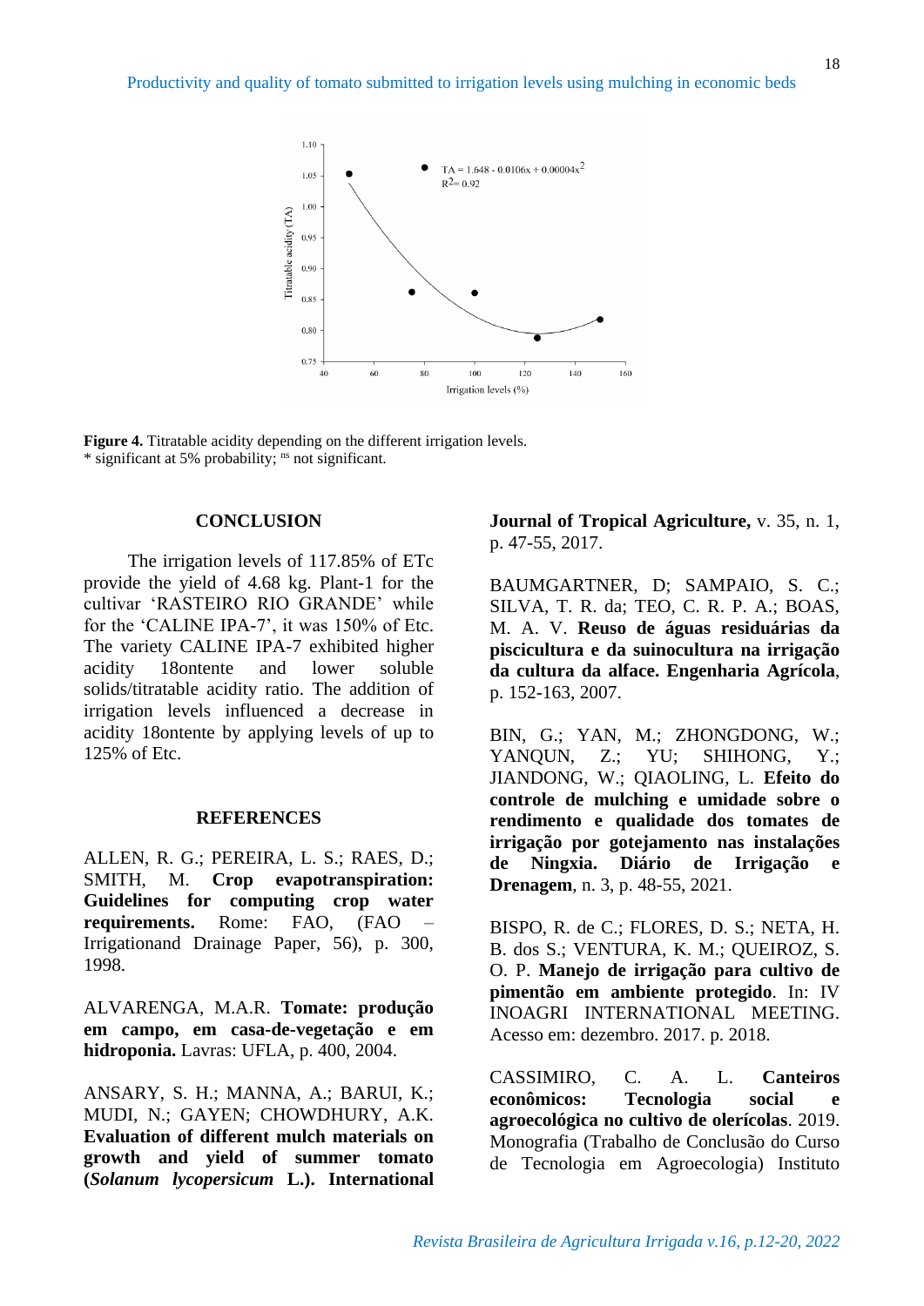Titratable acidity (TA)

1.10
1.05
1.00
0.95
0.90
0.85
0.80
0.75

$TA = 1.648 - 0.0106x + 0.00004x^2$
$R^2 = 0.92$

40 60 80 100 120 140 160

Irrigation levels (%)

**Figure 4.** Titratable acidity depending on the different irrigation levels.
\* significant at 5% probability; ns not significant.

## CONCLUSION

The irrigation levels of 117.85% of ETc provide the yield of 4.68 kg. Plant-1 for the cultivar 'RASTEIRO RIO GRANDE' while for the 'CALINE IPA-7', it was 150% of Etc. The variety CALINE IPA-7 exhibited higher acidity 18ontente and lower soluble solids/titratable acidity ratio. The addition of irrigation levels influenced a decrease in acidity 18ontente by applying levels of up to 125% of Etc.

## REFERENCES

ALLEN, R. G.; PEREIRA, L. S.; RAES, D.; SMITH, M. **Crop evapotranspiration: Guidelines for computing crop water requirements.** Rome: FAO, (FAO – Irrigationand Drainage Paper, 56), p. 300, 1998.

ALVARENGA, M.A.R. **Tomate: produção em campo, em casa-de-vegetação e em hidroponia.** Lavras: UFLA, p. 400, 2004.

ANSARY, S. H.; MANNA, A.; BARUI, K.; MUDI, N.; GAYEN; CHOWDHURY, A.K. **Evaluation of different mulch materials on growth and yield of summer tomato (*Solanum lycopersicum* L.). International Journal of Tropical Agriculture,** v. 35, n. 1, p. 47-55, 2017.

BAUMGARTNER, D; SAMPAIO, S. C.; SILVA, T. R. da; TEO, C. R. P. A.; BOAS, M. A. V. **Reuso de águas residuárias da piscicultura e da suinocultura na irrigação da cultura da alface. Engenharia Agrícola**, p. 152-163, 2007.

BIN, G.; YAN, M.; ZHONGDONG, W.; YANQUN, Z.; YU; SHIHONG, Y.; JIANDONG, W.; QIAOLING, L. **Efeito do controle de mulching e umidade sobre o rendimento e qualidade dos tomates de irrigação por gotejamento nas instalações de Ningxia. Diário de Irrigação e Drenagem**, n. 3, p. 48-55, 2021.

BISPO, R. de C.; FLORES, D. S.; NETA, H. B. dos S.; VENTURA, K. M.; QUEIROZ, S. O. P. **Manejo de irrigação para cultivo de pimentão em ambiente protegido**. In: IV INOAGRI INTERNATIONAL MEETING. Acesso em: dezembro. 2017. p. 2018.

CASSIMIRO, C. A. L. **Canteiros econômicos: Tecnologia social e agroecológica no cultivo de olerícolas**. 2019. Monografia (Trabalho de Conclusão do Curso de Tecnologia em Agroecologia) Instituto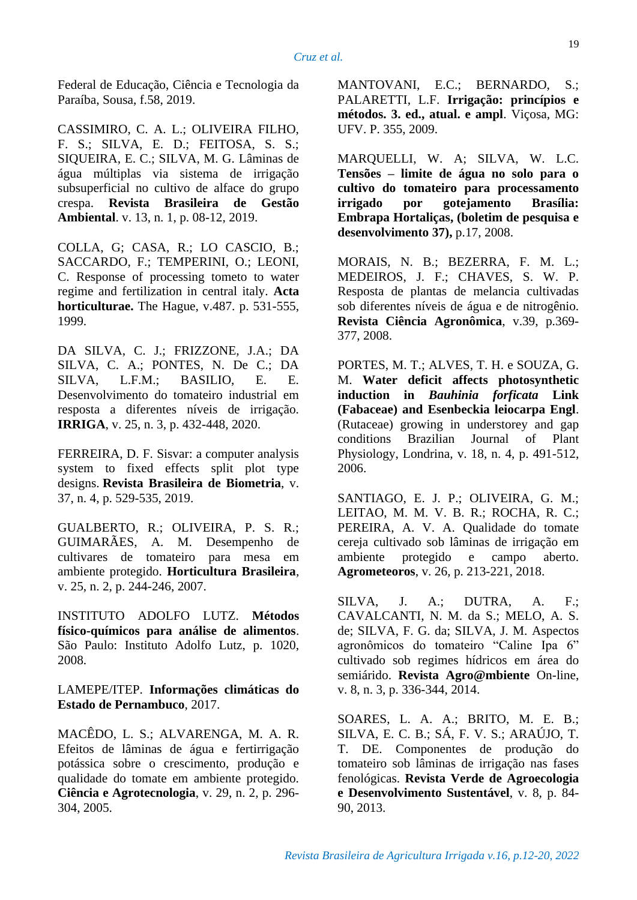Federal de Educação, Ciência e Tecnologia da Paraíba, Sousa, f.58, 2019.

CASSIMIRO, C. A. L.; OLIVEIRA FILHO, F. S.; SILVA, E. D.; FEITOSA, S. S.; SIQUEIRA, E. C.; SILVA, M. G. Lâminas de água múltiplas via sistema de irrigação subsuperficial no cultivo de alface do grupo crespa. **Revista Brasileira de Gestão Ambiental**. v. 13, n. 1, p. 08-12, 2019.

COLLA, G; CASA, R.; LO CASCIO, B.; SACCARDO, F.; TEMPERINI, O.; LEONI, C. Response of processing tometo to water regime and fertilization in central italy. **Acta horticulturae.** The Hague, v.487. p. 531-555, 1999.

DA SILVA, C. J.; FRIZZONE, J.A.; DA SILVA, C. A.; PONTES, N. De C.; DA SILVA, L.F.M.; BASILIO, E. E. Desenvolvimento do tomateiro industrial em resposta a diferentes níveis de irrigação. **IRRIGA**, v. 25, n. 3, p. 432-448, 2020.

FERREIRA, D. F. Sisvar: a computer analysis system to fixed effects split plot type designs. **Revista Brasileira de Biometria**, v. 37, n. 4, p. 529-535, 2019.

GUALBERTO, R.; OLIVEIRA, P. S. R.; GUIMARÃES, A. M. Desempenho de cultivares de tomateiro para mesa em ambiente protegido. **Horticultura Brasileira**, v. 25, n. 2, p. 244-246, 2007.

INSTITUTO ADOLFO LUTZ. **Métodos físico-químicos para análise de alimentos**. São Paulo: Instituto Adolfo Lutz, p. 1020, 2008.

LAMEPE/ITEP. **Informações climáticas do Estado de Pernambuco**, 2017.

MACÊDO, L. S.; ALVARENGA, M. A. R. Efeitos de lâminas de água e fertirrigação potássica sobre o crescimento, produção e qualidade do tomate em ambiente protegido. **Ciência e Agrotecnologia**, v. 29, n. 2, p. 296-304, 2005.

MANTOVANI, E.C.; BERNARDO, S.; PALARETTI, L.F. **Irrigação: princípios e métodos. 3. ed., atual. e ampl**. Viçosa, MG: UFV. P. 355, 2009.

MARQUELLI, W. A; SILVA, W. L.C. **Tensões – limite de água no solo para o cultivo do tomateiro para processamento irrigado por gotejamento Brasília: Embrapa Hortaliças, (boletim de pesquisa e desenvolvimento 37),** p.17, 2008.

MORAIS, N. B.; BEZERRA, F. M. L.; MEDEIROS, J. F.; CHAVES, S. W. P. Resposta de plantas de melancia cultivadas sob diferentes níveis de água e de nitrogênio. **Revista Ciência Agronômica**, v.39, p.369-377, 2008.

PORTES, M. T.; ALVES, T. H. e SOUZA, G. M. **Water deficit affects photosynthetic induction in *Bauhinia forficata* Link (Fabaceae) and Esenbeckia leiocarpa Engl**. (Rutaceae) growing in understorey and gap conditions Brazilian Journal of Plant Physiology, Londrina, v. 18, n. 4, p. 491-512, 2006.

SANTIAGO, E. J. P.; OLIVEIRA, G. M.; LEITAO, M. M. V. B. R.; ROCHA, R. C.; PEREIRA, A. V. A. Qualidade do tomate cereja cultivado sob lâminas de irrigação em ambiente protegido e campo aberto. **Agrometeoros**, v. 26, p. 213-221, 2018.

SILVA, J. A.; DUTRA, A. F.; CAVALCANTI, N. M. da S.; MELO, A. S. de; SILVA, F. G. da; SILVA, J. M. Aspectos agronômicos do tomateiro "Caline Ipa 6" cultivado sob regimes hídricos em área do semiárido. **Revista Agro@mbiente** On-line, v. 8, n. 3, p. 336-344, 2014.

SOARES, L. A. A.; BRITO, M. E. B.; SILVA, E. C. B.; SÁ, F. V. S.; ARAÚJO, T. T. DE. Componentes de produção do tomateiro sob lâminas de irrigação nas fases fenológicas. **Revista Verde de Agroecologia e Desenvolvimento Sustentável**, v. 8, p. 84-90, 2013.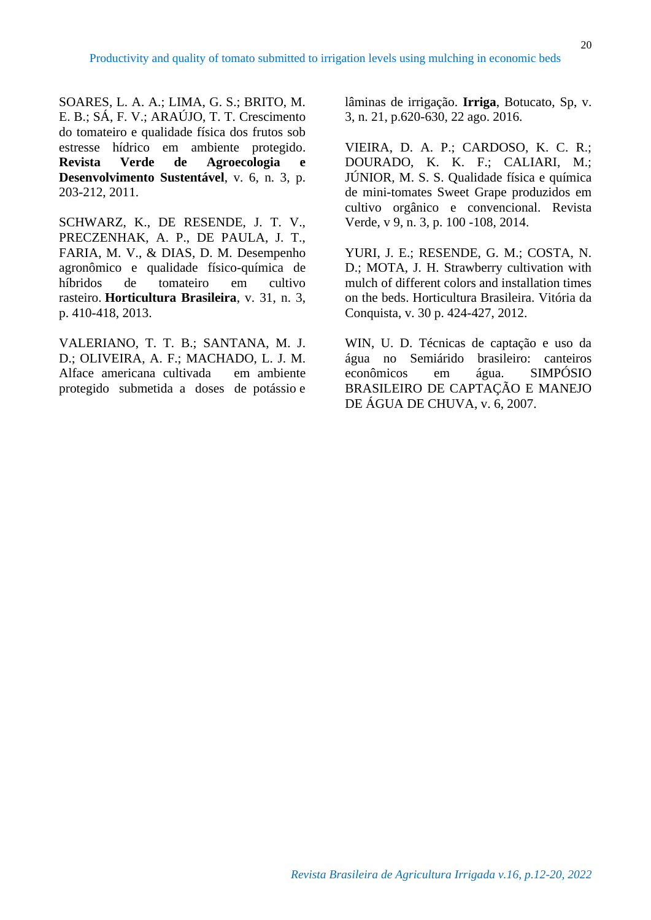SOARES, L. A. A.; LIMA, G. S.; BRITO, M. E. B.; SÁ, F. V.; ARAÚJO, T. T. Crescimento do tomateiro e qualidade física dos frutos sob estresse hídrico em ambiente protegido. **Revista Verde de Agroecologia e Desenvolvimento Sustentável**, v. 6, n. 3, p. 203-212, 2011.

SCHWARZ, K., DE RESENDE, J. T. V., PRECZENHAK, A. P., DE PAULA, J. T., FARIA, M. V., & DIAS, D. M. Desempenho agronômico e qualidade físico-química de híbridos de tomateiro em cultivo rasteiro. **Horticultura Brasileira**, v. 31, n. 3, p. 410-418, 2013.

VALERIANO, T. T. B.; SANTANA, M. J. D.; OLIVEIRA, A. F.; MACHADO, L. J. M. Alface americana cultivada em ambiente protegido submetida a doses de potássio e lâminas de irrigação. **Irriga**, Botucato, Sp, v. 3, n. 21, p.620-630, 22 ago. 2016.

VIEIRA, D. A. P.; CARDOSO, K. C. R.; DOURADO, K. K. F.; CALIARI, M.; JÚNIOR, M. S. S. Qualidade física e química de mini-tomates Sweet Grape produzidos em cultivo orgânico e convencional. Revista Verde, v 9, n. 3, p. 100 -108, 2014.

YURI, J. E.; RESENDE, G. M.; COSTA, N. D.; MOTA, J. H. Strawberry cultivation with mulch of different colors and installation times on the beds. Horticultura Brasileira. Vitória da Conquista, v. 30 p. 424-427, 2012.

WIN, U. D. Técnicas de captação e uso da água no Semiárido brasileiro: canteiros econômicos em água. SIMPÓSIO BRASILEIRO DE CAPTAÇÃO E MANEJO DE ÁGUA DE CHUVA, v. 6, 2007.